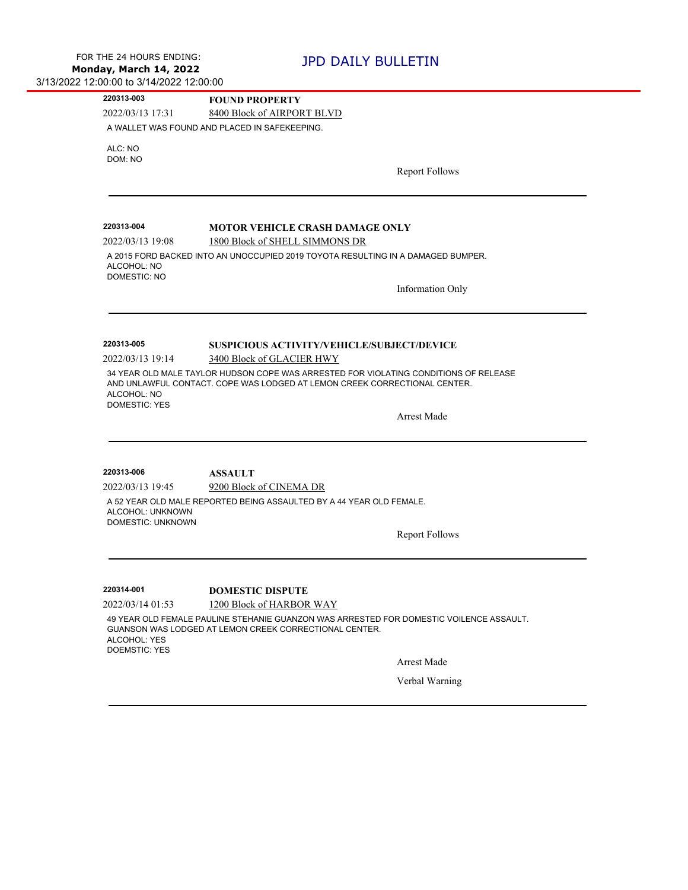FOR THE 24 HOURS ENDING:
**Monday, March 14, 2022**
3/13/2022 12:00:00 to 3/14/2022 12:00:00

# JPD DAILY BULLETIN

---

**220313-003** **FOUND PROPERTY**

2022/03/13 17:31 8400 Block of AIRPORT BLVD

A WALLET WAS FOUND AND PLACED IN SAFEKEEPING.

ALC: NO
DOM: NO

Report Follows

---

**220313-004** **MOTOR VEHICLE CRASH DAMAGE ONLY**

2022/03/13 19:08 1800 Block of SHELL SIMMONS DR

A 2015 FORD BACKED INTO AN UNOCCUPIED 2019 TOYOTA RESULTING IN A DAMAGED BUMPER.
ALCOHOL: NO
DOMESTIC: NO

Information Only

---

**220313-005** **SUSPICIOUS ACTIVITY/VEHICLE/SUBJECT/DEVICE**

2022/03/13 19:14 3400 Block of GLACIER HWY

34 YEAR OLD MALE TAYLOR HUDSON COPE WAS ARRESTED FOR VIOLATING CONDITIONS OF RELEASE AND UNLAWFUL CONTACT. COPE WAS LODGED AT LEMON CREEK CORRECTIONAL CENTER.
ALCOHOL: NO
DOMESTIC: YES

Arrest Made

---

**220313-006** **ASSAULT**

2022/03/13 19:45 9200 Block of CINEMA DR

A 52 YEAR OLD MALE REPORTED BEING ASSAULTED BY A 44 YEAR OLD FEMALE.
ALCOHOL: UNKNOWN
DOMESTIC: UNKNOWN

Report Follows

---

**220314-001** **DOMESTIC DISPUTE**

2022/03/14 01:53 1200 Block of HARBOR WAY

49 YEAR OLD FEMALE PAULINE STEHANIE GUANZON WAS ARRESTED FOR DOMESTIC VOILENCE ASSAULT. GUANSON WAS LODGED AT LEMON CREEK CORRECTIONAL CENTER.
ALCOHOL: YES
DOEMSTIC: YES

Arrest Made

Verbal Warning

---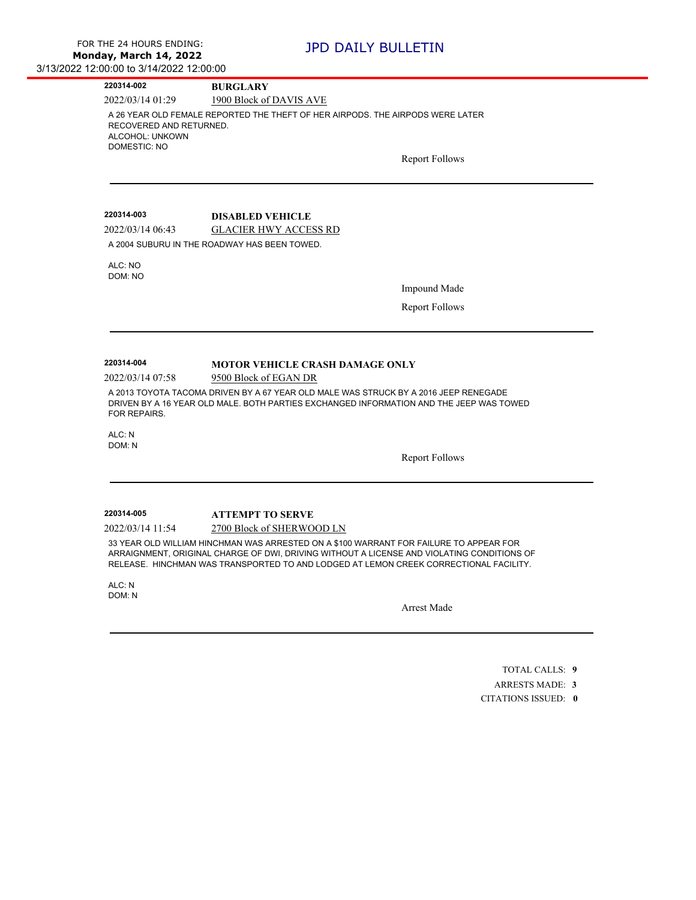FOR THE 24 HOURS ENDING:
**Monday, March 14, 2022**
3/13/2022 12:00:00 to 3/14/2022 12:00:00

# JPD DAILY BULLETIN

**220314-002** **BURGLARY**

2022/03/14 01:29 1900 Block of DAVIS AVE

A 26 YEAR OLD FEMALE REPORTED THE THEFT OF HER AIRPODS. THE AIRPODS WERE LATER RECOVERED AND RETURNED.
ALCOHOL: UNKOWN
DOMESTIC: NO

Report Follows

---

**220314-003** **DISABLED VEHICLE**

2022/03/14 06:43 GLACIER HWY ACCESS RD

A 2004 SUBURU IN THE ROADWAY HAS BEEN TOWED.

ALC: NO
DOM: NO

Impound Made

Report Follows

---

**220314-004** **MOTOR VEHICLE CRASH DAMAGE ONLY**

2022/03/14 07:58 9500 Block of EGAN DR

A 2013 TOYOTA TACOMA DRIVEN BY A 67 YEAR OLD MALE WAS STRUCK BY A 2016 JEEP RENEGADE DRIVEN BY A 16 YEAR OLD MALE. BOTH PARTIES EXCHANGED INFORMATION AND THE JEEP WAS TOWED FOR REPAIRS.

ALC: N
DOM: N

Report Follows

---

**220314-005** **ATTEMPT TO SERVE**

2022/03/14 11:54 2700 Block of SHERWOOD LN

33 YEAR OLD WILLIAM HINCHMAN WAS ARRESTED ON A $100 WARRANT FOR FAILURE TO APPEAR FOR ARRAIGNMENT, ORIGINAL CHARGE OF DWI, DRIVING WITHOUT A LICENSE AND VIOLATING CONDITIONS OF RELEASE. HINCHMAN WAS TRANSPORTED TO AND LODGED AT LEMON CREEK CORRECTIONAL FACILITY.

ALC: N
DOM: N

Arrest Made

---

TOTAL CALLS: **9**

ARRESTS MADE: **3**

CITATIONS ISSUED: **0**